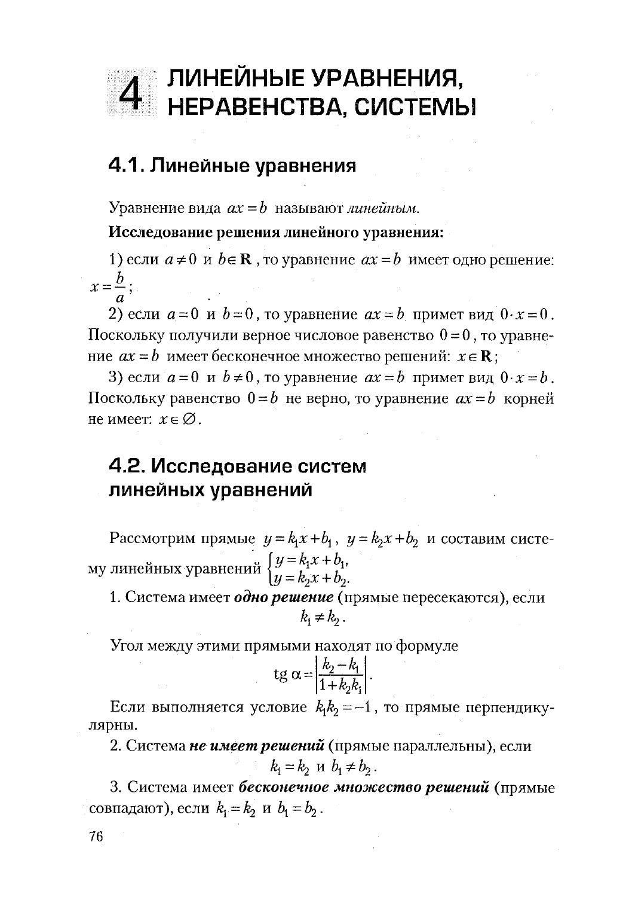# 4 ЛИНЕЙНЫЕ УРАВНЕНИЯ, НЕРАВЕНСТВА, СИСТЕМЫ

## 4.1. Линейные уравнения

Уравнение вида $ax = b$ называют *линейным.*

**Исследование решения линейного уравнения:**

1) если $a \neq 0$ и $b \in \mathbf{R}$, то уравнение $ax = b$ имеет одно решение: $x = \dfrac{b}{a}$;

2) если $a = 0$ и $b = 0$, то уравнение $ax = b$ примет вид $0 \cdot x = 0$. Поскольку получили верное числовое равенство $0 = 0$, то уравнение $ax = b$ имеет бесконечное множество решений: $x \in \mathbf{R}$;

3) если $a = 0$ и $b \neq 0$, то уравнение $ax = b$ примет вид $0 \cdot x = b$. Поскольку равенство $0 = b$ не верно, то уравнение $ax = b$ корней не имеет: $x \in \varnothing$.

## 4.2. Исследование систем линейных уравнений

Рассмотрим прямые $y = k_1 x + b_1$, $y = k_2 x + b_2$ и составим систему линейных уравнений $\begin{cases} y = k_1 x + b_1, \\ y = k_2 x + b_2. \end{cases}$

1. Система имеет ***одно решение*** (прямые пересекаются), если

$$k_1 \neq k_2.$$

Угол между этими прямыми находят по формуле

$$\operatorname{tg} \alpha = \left| \frac{k_2 - k_1}{1 + k_2 k_1} \right|.$$

Если выполняется условие $k_1 k_2 = -1$, то прямые перпендикулярны.

2. Система ***не имеет решений*** (прямые параллельны), если

$$k_1 = k_2 \text{ и } b_1 \neq b_2.$$

3. Система имеет ***бесконечное множество решений*** (прямые совпадают), если $k_1 = k_2$ и $b_1 = b_2$.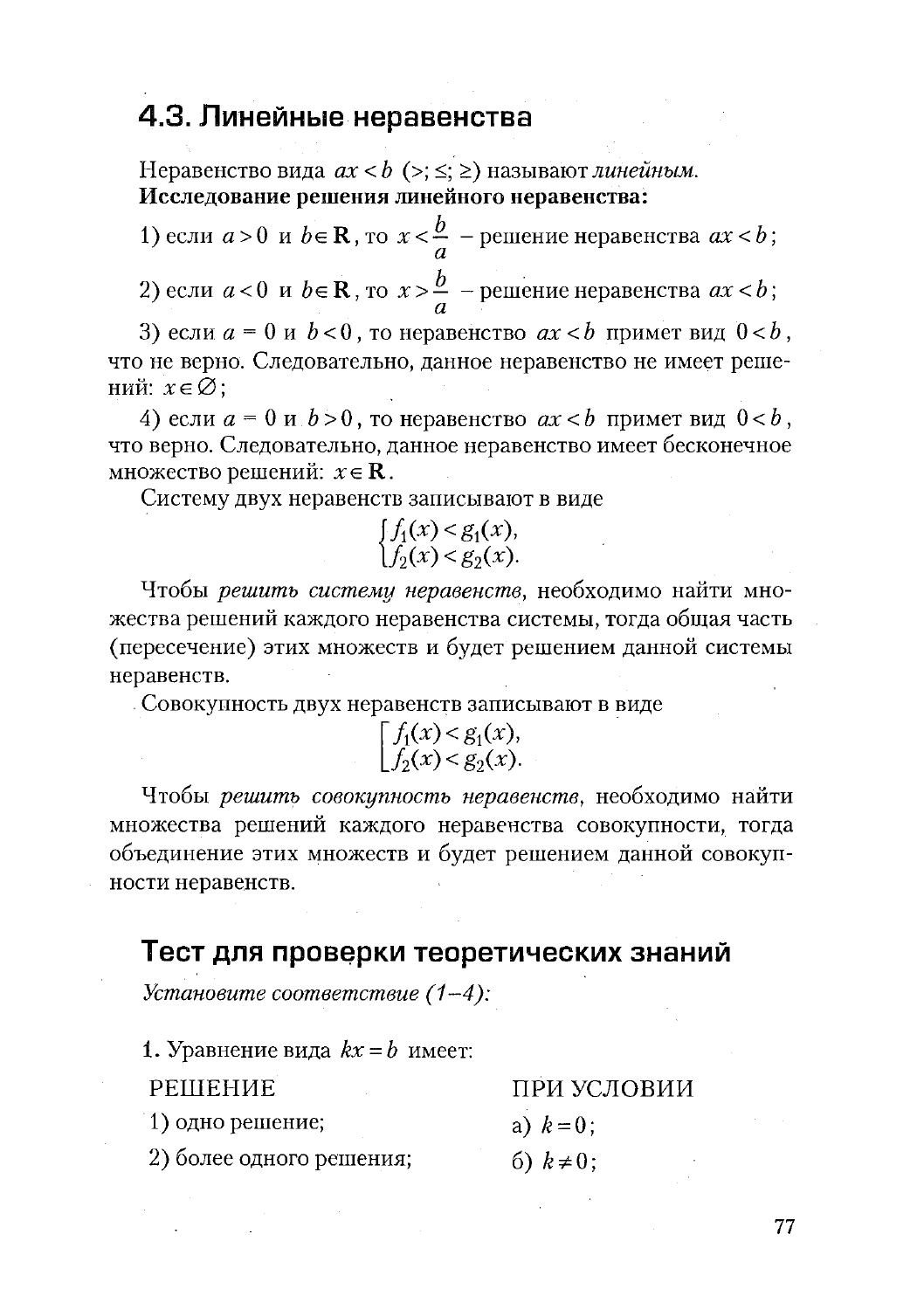## 4.3. Линейные неравенства

Неравенство вида $ax < b$ ($>$; $\leq$; $\geq$) называют *линейным*.

**Исследование решения линейного неравенства:**

1) если $a > 0$ и $b \in \mathbf{R}$, то $x < \dfrac{b}{a}$ – решение неравенства $ax < b$;

2) если $a < 0$ и $b \in \mathbf{R}$, то $x > \dfrac{b}{a}$ – решение неравенства $ax < b$;

3) если $a = 0$ и $b < 0$, то неравенство $ax < b$ примет вид $0 < b$, что не верно. Следовательно, данное неравенство не имеет решений: $x \in \varnothing$;

4) если $a = 0$ и $b > 0$, то неравенство $ax < b$ примет вид $0 < b$, что верно. Следовательно, данное неравенство имеет бесконечное множество решений: $x \in \mathbf{R}$.

Систему двух неравенств записывают в виде

$$\begin{cases} f_1(x) < g_1(x), \\ f_2(x) < g_2(x). \end{cases}$$

Чтобы *решить систему неравенств*, необходимо найти множества решений каждого неравенства системы, тогда общая часть (пересечение) этих множеств и будет решением данной системы неравенств.

Совокупность двух неравенств записывают в виде

$$\left[ \begin{array}{l} f_1(x) < g_1(x), \\ f_2(x) < g_2(x). \end{array} \right.$$

Чтобы *решить совокупность неравенств*, необходимо найти множества решений каждого неравенства совокупности, тогда объединение этих множеств и будет решением данной совокупности неравенств.

## Тест для проверки теоретических знаний

*Установите соответствие (1–4):*

1. Уравнение вида $kx = b$ имеет:

| РЕШЕНИЕ | ПРИ УСЛОВИИ |
|---|---|
| 1) одно решение; | а) $k = 0$; |
| 2) более одного решения; | б) $k \neq 0$; |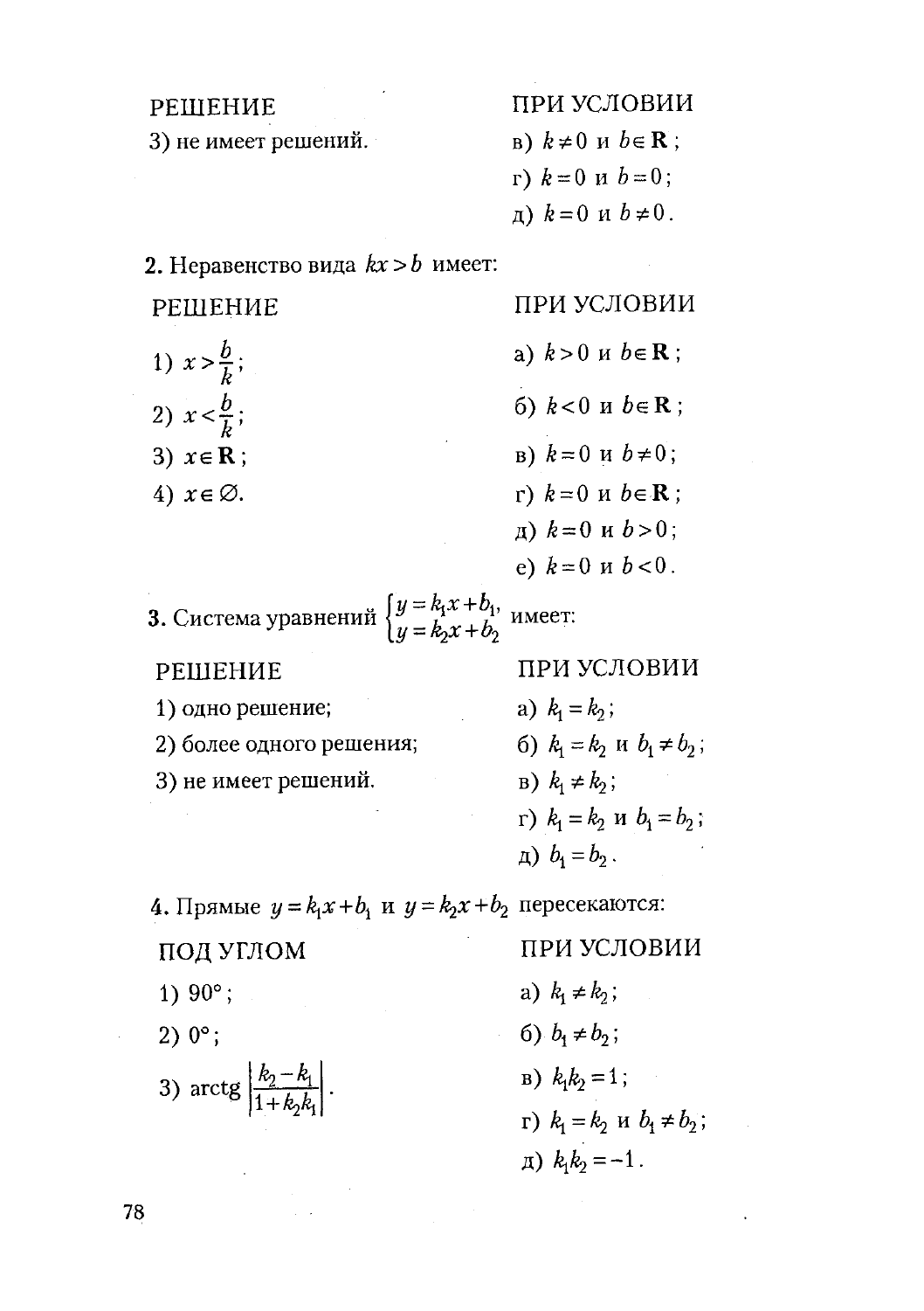| РЕШЕНИЕ | ПРИ УСЛОВИИ |
|---|---|
| 3) не имеет решений. | в) $k \neq 0$ и $b \in \mathbf{R}$; |
| | г) $k = 0$ и $b = 0$; |
| | д) $k = 0$ и $b \neq 0$. |

**2.** Неравенство вида $kx > b$ имеет:

| РЕШЕНИЕ | ПРИ УСЛОВИИ |
|---|---|
| 1) $x > \dfrac{b}{k}$; | а) $k > 0$ и $b \in \mathbf{R}$; |
| 2) $x < \dfrac{b}{k}$; | б) $k < 0$ и $b \in \mathbf{R}$; |
| 3) $x \in \mathbf{R}$; | в) $k = 0$ и $b \neq 0$; |
| 4) $x \in \varnothing$. | г) $k = 0$ и $b \in \mathbf{R}$; |
| | д) $k = 0$ и $b > 0$; |
| | е) $k = 0$ и $b < 0$. |

**3.** Система уравнений $\begin{cases} y = k_1 x + b_1, \\ y = k_2 x + b_2 \end{cases}$ имеет:

| РЕШЕНИЕ | ПРИ УСЛОВИИ |
|---|---|
| 1) одно решение; | а) $k_1 = k_2$; |
| 2) более одного решения; | б) $k_1 = k_2$ и $b_1 \neq b_2$; |
| 3) не имеет решений. | в) $k_1 \neq k_2$; |
| | г) $k_1 = k_2$ и $b_1 = b_2$; |
| | д) $b_1 = b_2$. |

**4.** Прямые $y = k_1 x + b_1$ и $y = k_2 x + b_2$ пересекаются:

| ПОД УГЛОМ | ПРИ УСЛОВИИ |
|---|---|
| 1) $90°$; | а) $k_1 \neq k_2$; |
| 2) $0°$; | б) $b_1 \neq b_2$; |
| 3) $\operatorname{arctg} \left\| \dfrac{k_2 - k_1}{1 + k_2 k_1} \right\|$. | в) $k_1 k_2 = 1$; |
| | г) $k_1 = k_2$ и $b_1 \neq b_2$; |
| | д) $k_1 k_2 = -1$. |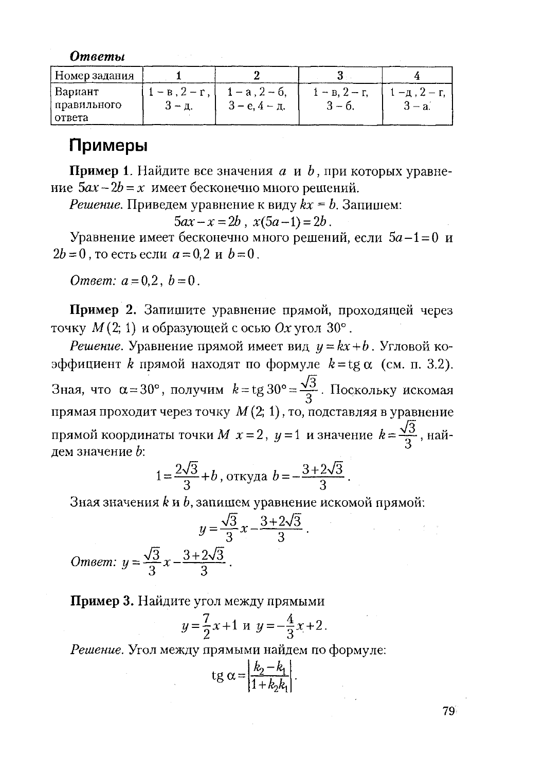***Ответы***

| Номер задания | 1 | 2 | 3 | 4 |
|---|---|---|---|---|
| Вариант правильного ответа | 1 – в, 2 – г, 3 – д. | 1 – а, 2 – б, 3 – е, 4 – д. | 1 – в, 2 – г, 3 – б. | 1 – д, 2 – г, 3 – а. |

## Примеры

**Пример 1**. Найдите все значения $a$ и $b$, при которых уравнение $5ax-2b=x$ имеет бесконечно много решений.

*Решение.* Приведем уравнение к виду $kx=b$. Запишем:

$$5ax-x=2b,\ x(5a-1)=2b.$$

Уравнение имеет бесконечно много решений, если $5a-1=0$ и $2b=0$, то есть если $a=0{,}2$ и $b=0$.

*Ответ:* $a=0{,}2$, $b=0$.

**Пример 2.** Запишите уравнение прямой, проходящей через точку $M(2;1)$ и образующей с осью $Ox$ угол $30°$.

*Решение.* Уравнение прямой имеет вид $y=kx+b$. Угловой коэффициент $k$ прямой находят по формуле $k=\operatorname{tg}\alpha$ (см. п. 3.2). Зная, что $\alpha=30°$, получим $k=\operatorname{tg}30°=\frac{\sqrt{3}}{3}$. Поскольку искомая прямая проходит через точку $M(2;1)$, то, подставляя в уравнение прямой координаты точки $M$ $x=2$, $y=1$ и значение $k=\frac{\sqrt{3}}{3}$, найдем значение $b$:

$$1=\frac{2\sqrt{3}}{3}+b,\ \text{откуда}\ b=-\frac{3+2\sqrt{3}}{3}.$$

Зная значения $k$ и $b$, запишем уравнение искомой прямой:

$$y=\frac{\sqrt{3}}{3}x-\frac{3+2\sqrt{3}}{3}.$$

*Ответ:* $y=\frac{\sqrt{3}}{3}x-\frac{3+2\sqrt{3}}{3}$.

**Пример 3.** Найдите угол между прямыми

$$y=\frac{7}{2}x+1\ \text{и}\ y=-\frac{4}{3}x+2.$$

*Решение.* Угол между прямыми найдем по формуле:

$$\operatorname{tg}\alpha=\left|\frac{k_2-k_1}{1+k_2k_1}\right|.$$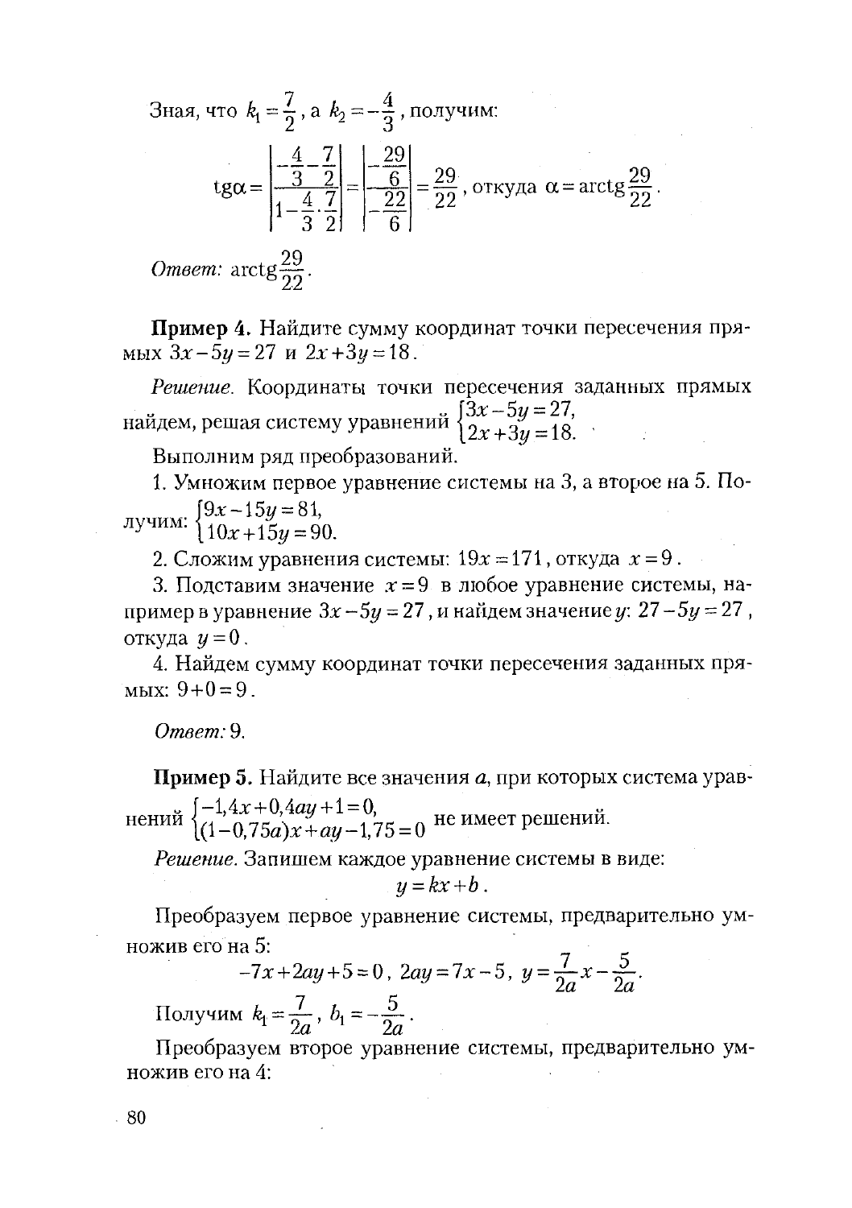Зная, что $k_1 = \frac{7}{2}$, а $k_2 = -\frac{4}{3}$, получим:

$$\text{tg}\alpha = \left| \frac{-\frac{4}{3} - \frac{7}{2}}{1 - \frac{4}{3} \cdot \frac{7}{2}} \right| = \left| \frac{-\frac{29}{6}}{-\frac{22}{6}} \right| = \frac{29}{22}, \text{ откуда } \alpha = \text{arctg}\frac{29}{22}.$$

*Ответ:* $\text{arctg}\frac{29}{22}$.

**Пример 4.** Найдите сумму координат точки пересечения прямых $3x - 5y = 27$ и $2x + 3y = 18$.

*Решение.* Координаты точки пересечения заданных прямых найдем, решая систему уравнений $\begin{cases} 3x - 5y = 27, \\ 2x + 3y = 18. \end{cases}$

Выполним ряд преобразований.

1. Умножим первое уравнение системы на 3, а второе на 5. Получим: $\begin{cases} 9x - 15y = 81, \\ 10x + 15y = 90. \end{cases}$

2. Сложим уравнения системы: $19x = 171$, откуда $x = 9$.

3. Подставим значение $x = 9$ в любое уравнение системы, например в уравнение $3x - 5y = 27$, и найдем значение $y$: $27 - 5y = 27$, откуда $y = 0$.

4. Найдем сумму координат точки пересечения заданных прямых: $9 + 0 = 9$.

*Ответ:* 9.

**Пример 5.** Найдите все значения $a$, при которых система уравнений $\begin{cases} -1{,}4x + 0{,}4ay + 1 = 0, \\ (1 - 0{,}75a)x + ay - 1{,}75 = 0 \end{cases}$ не имеет решений.

*Решение.* Запишем каждое уравнение системы в виде:

$$y = kx + b.$$

Преобразуем первое уравнение системы, предварительно умножив его на 5:

$$-7x + 2ay + 5 = 0,\ 2ay = 7x - 5,\ y = \frac{7}{2a}x - \frac{5}{2a}.$$

Получим $k_1 = \frac{7}{2a}$, $b_1 = -\frac{5}{2a}$.

Преобразуем второе уравнение системы, предварительно умножив его на 4: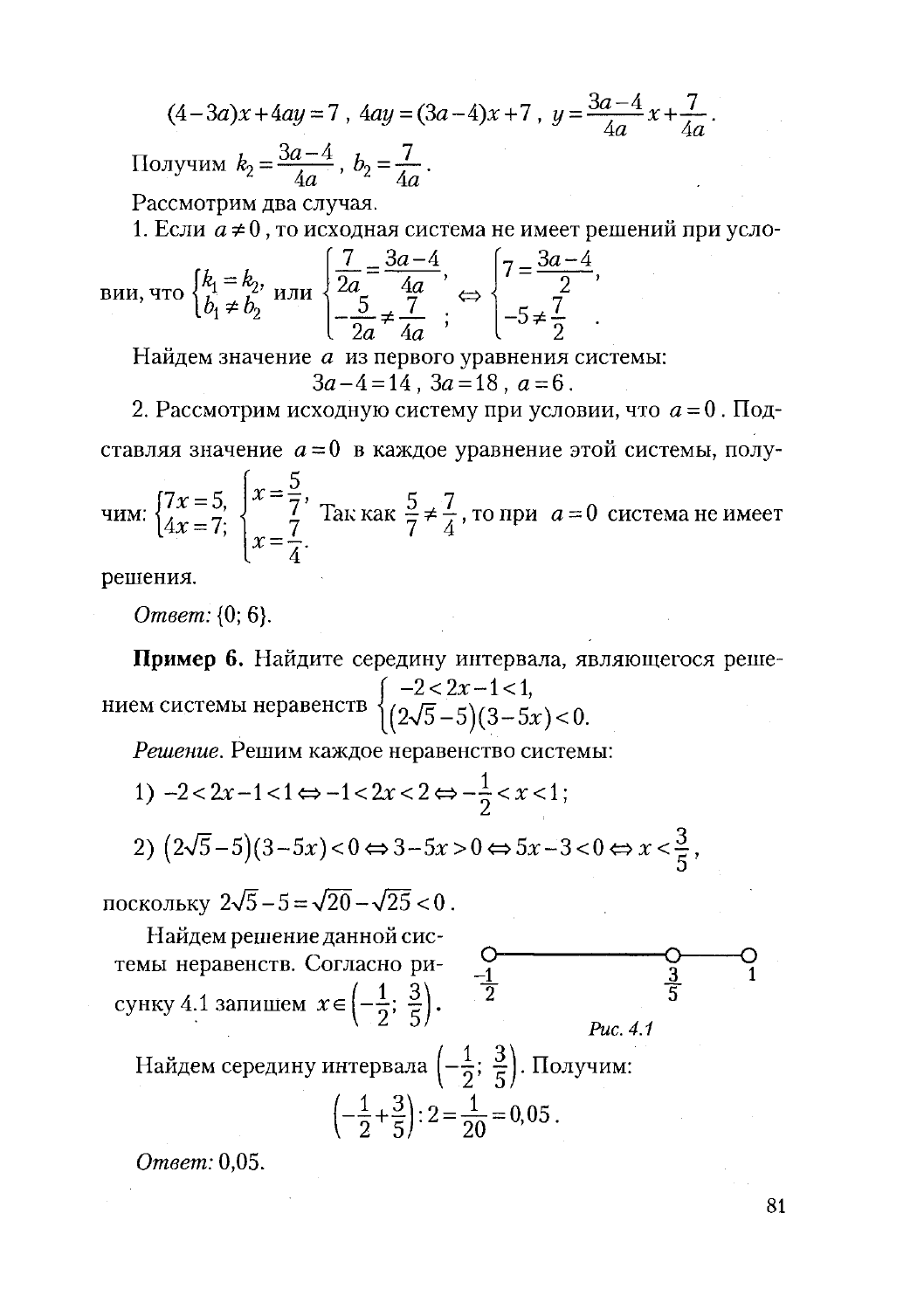$$(4-3a)x+4ay=7\text{ , } 4ay=(3a-4)x+7\text{ , } y=\frac{3a-4}{4a}x+\frac{7}{4a}.$$

Получим $k_2=\frac{3a-4}{4a}$ , $b_2=\frac{7}{4a}$ .

Рассмотрим два случая.

1. Если $a\neq 0$ , то исходная система не имеет решений при условии, что $\begin{cases}k_1=k_2,\\ b_1\neq b_2\end{cases}$ или $\begin{cases}\frac{7}{2a}=\frac{3a-4}{4a},\\ -\frac{5}{2a}\neq\frac{7}{4a}\end{cases}$; $\Leftrightarrow$ $\begin{cases}7=\frac{3a-4}{2},\\ -5\neq\frac{7}{2}\end{cases}$.

Найдем значение $a$ из первого уравнения системы:

$$3a-4=14\text{ , } 3a=18\text{ , } a=6.$$

2. Рассмотрим исходную систему при условии, что $a=0$ . Подставляя значение $a=0$ в каждое уравнение этой системы, получим: $\begin{cases}7x=5,\\ 4x=7;\end{cases}$ $\begin{cases}x=\frac{5}{7},\\ x=\frac{7}{4}.\end{cases}$ Так как $\frac{5}{7}\neq\frac{7}{4}$ , то при $a=0$ система не имеет решения.

*Ответ:* {0; 6}.

**Пример 6.** Найдите середину интервала, являющегося решением системы неравенств $\begin{cases}-2<2x-1<1,\\ (2\sqrt{5}-5)(3-5x)<0.\end{cases}$

*Решение.* Решим каждое неравенство системы:

1) $-2<2x-1<1\Leftrightarrow -1<2x<2\Leftrightarrow -\frac{1}{2}<x<1$;

2) $(2\sqrt{5}-5)(3-5x)<0\Leftrightarrow 3-5x>0\Leftrightarrow 5x-3<0\Leftrightarrow x<\frac{3}{5}$,

поскольку $2\sqrt{5}-5=\sqrt{20}-\sqrt{25}<0$ .

Найдем решение данной системы неравенств. Согласно рисунку 4.1 запишем $x\in\left(-\frac{1}{2};\ \frac{3}{5}\right)$.

*Рис. 4.1*

Найдем середину интервала $\left(-\frac{1}{2};\ \frac{3}{5}\right)$. Получим:

$$\left(-\frac{1}{2}+\frac{3}{5}\right):2=\frac{1}{20}=0{,}05.$$

*Ответ:* 0,05.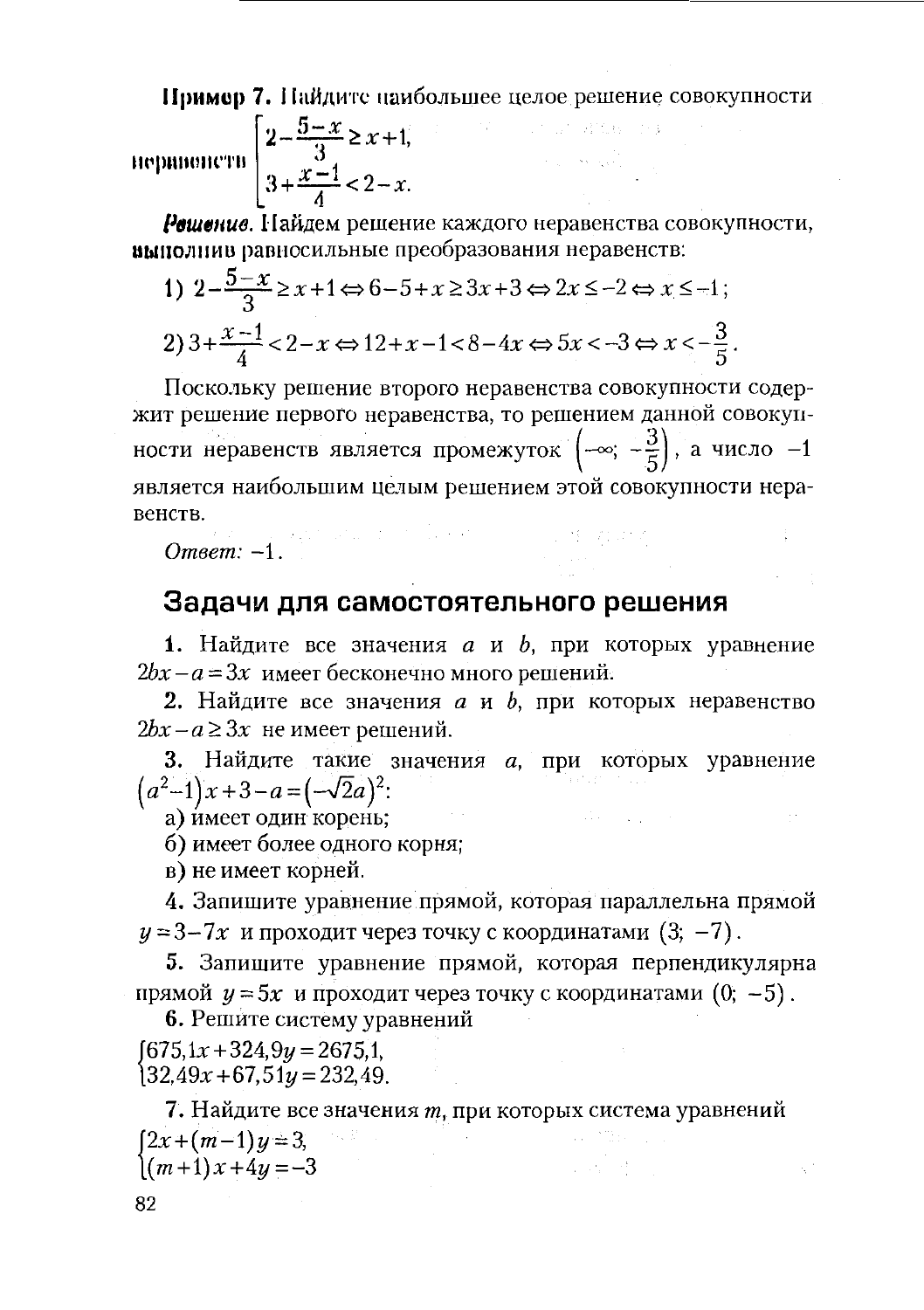**Пример 7.** Найдите наибольшее целое решение совокупности неравенств $\left[\begin{array}{l} 2-\dfrac{5-x}{3} \geq x+1, \\ 3+\dfrac{x-1}{4} < 2-x. \end{array}\right.$

*Решение.* Найдем решение каждого неравенства совокупности, выполнив равносильные преобразования неравенств:

1) $2-\dfrac{5-x}{3} \geq x+1 \Leftrightarrow 6-5+x \geq 3x+3 \Leftrightarrow 2x \leq -2 \Leftrightarrow x \leq -1$;

2) $3+\dfrac{x-1}{4} < 2-x \Leftrightarrow 12+x-1 < 8-4x \Leftrightarrow 5x < -3 \Leftrightarrow x < -\dfrac{3}{5}$.

Поскольку решение второго неравенства совокупности содержит решение первого неравенства, то решением данной совокупности неравенств является промежуток $\left(-\infty; -\dfrac{3}{5}\right)$, а число $-1$ является наибольшим целым решением этой совокупности неравенств.

*Ответ:* $-1$.

## Задачи для самостоятельного решения

**1.** Найдите все значения $a$ и $b$, при которых уравнение $2bx-a=3x$ имеет бесконечно много решений.

**2.** Найдите все значения $a$ и $b$, при которых неравенство $2bx-a \geq 3x$ не имеет решений.

**3.** Найдите такие значения $a$, при которых уравнение $(a^2-1)x+3-a=(-\sqrt{2}a)^2$:

а) имеет один корень;

б) имеет более одного корня;

в) не имеет корней.

**4.** Запишите уравнение прямой, которая параллельна прямой $y=3-7x$ и проходит через точку с координатами $(3; -7)$.

**5.** Запишите уравнение прямой, которая перпендикулярна прямой $y=5x$ и проходит через точку с координатами $(0; -5)$.

**6.** Решите систему уравнений

$$\begin{cases} 675{,}1x+324{,}9y=2675{,}1, \\ 32{,}49x+67{,}51y=232{,}49. \end{cases}$$

**7.** Найдите все значения $m$, при которых система уравнений

$$\begin{cases} 2x+(m-1)y=3, \\ (m+1)x+4y=-3 \end{cases}$$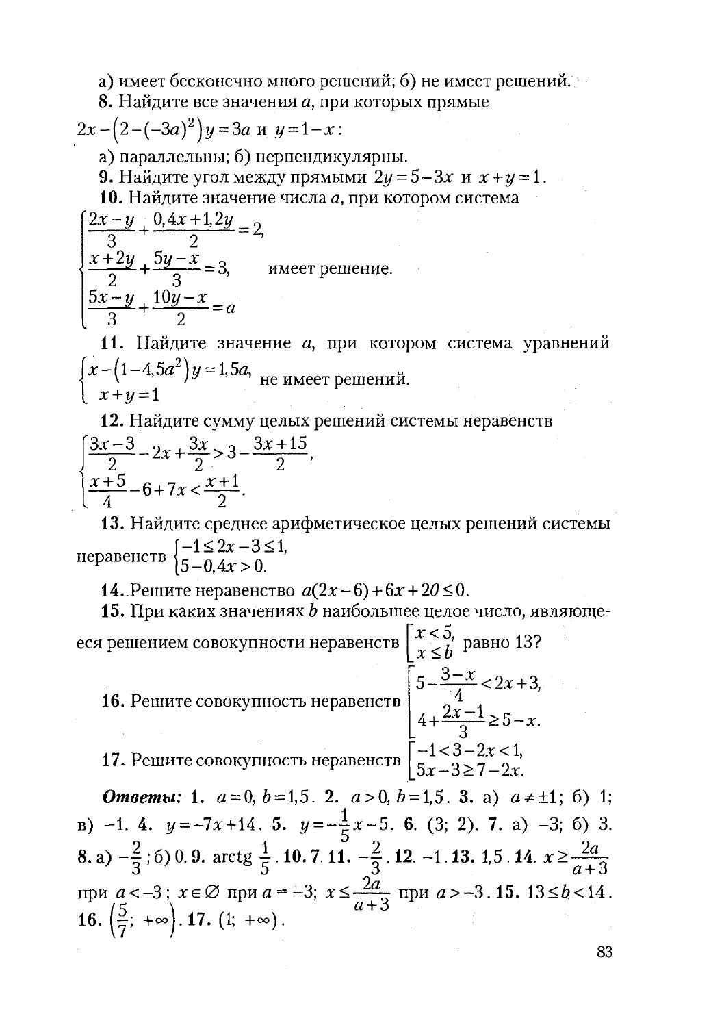а) имеет бесконечно много решений; б) не имеет решений.

**8.** Найдите все значения $a$, при которых прямые

$2x-\left(2-(-3a)^2\right)y=3a$ и $y=1-x$:

а) параллельны; б) перпендикулярны.

**9.** Найдите угол между прямыми $2y=5-3x$ и $x+y=1$.

**10.** Найдите значение числа $a$, при котором система

$$\begin{cases}\dfrac{2x-y}{3}+\dfrac{0{,}4x+1{,}2y}{2}=2,\\ \dfrac{x+2y}{2}+\dfrac{5y-x}{3}=3,\\ \dfrac{5x-y}{3}+\dfrac{10y-x}{2}=a\end{cases}$$ имеет решение.

**11.** Найдите значение $a$, при котором система уравнений $\begin{cases}x-\left(1-4{,}5a^2\right)y=1{,}5a,\\ x+y=1\end{cases}$ не имеет решений.

**12.** Найдите сумму целых решений системы неравенств

$$\begin{cases}\dfrac{3x-3}{2}-2x+\dfrac{3x}{2}>3-\dfrac{3x+15}{2},\\ \dfrac{x+5}{4}-6+7x<\dfrac{x+1}{2}.\end{cases}$$

**13.** Найдите среднее арифметическое целых решений системы неравенств $\begin{cases}-1\le 2x-3\le 1,\\ 5-0{,}4x>0.\end{cases}$

**14.** Решите неравенство $a(2x-6)+6x+20\le 0$.

**15.** При каких значениях $b$ наибольшее целое число, являющееся решением совокупности неравенств $\left[\begin{array}{l}x<5,\\ x\le b\end{array}\right.$ равно 13?

**16.** Решите совокупность неравенств $\left[\begin{array}{l}5-\dfrac{3-x}{4}<2x+3,\\ 4+\dfrac{2x-1}{3}\ge 5-x.\end{array}\right.$

**17.** Решите совокупность неравенств $\left[\begin{array}{l}-1<3-2x<1,\\ 5x-3\ge 7-2x.\end{array}\right.$

***Ответы:*** **1.** $a=0,\ b=1{,}5$. **2.** $a>0,\ b=1{,}5$. **3.** а) $a\ne\pm1$; б) 1; в) $-1$. **4.** $y=-7x+14$. **5.** $y=-\frac{1}{5}x-5$. **6.** $(3;\ 2)$. **7.** а) $-3$; б) 3. **8.** а) $-\frac{2}{3}$; б) 0. **9.** $\operatorname{arctg}\frac{1}{5}$. **10.** 7. **11.** $-\frac{2}{3}$. **12.** $-1$. **13.** 1,5. **14.** $x\ge\frac{2a}{a+3}$ при $a<-3$; $x\in\varnothing$ при $a=-3$; $x\le\frac{2a}{a+3}$ при $a>-3$. **15.** $13\le b<14$. **16.** $\left(\frac{5}{7};\ +\infty\right)$. **17.** $(1;\ +\infty)$.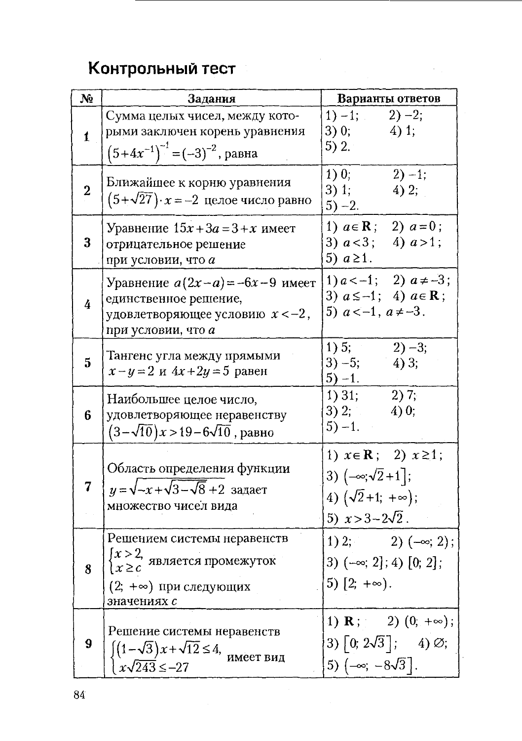## Контрольный тест

| № | Задания | Варианты ответов |
|---|---|---|
| 1 | Сумма целых чисел, между которыми заключен корень уравнения $\left(5+4x^{-1}\right)^{-1}=(-3)^{-2}$, равна | 1) –1; 2) –2; 3) 0; 4) 1; 5) 2. |
| 2 | Ближайшее к корню уравнения $\left(5+\sqrt{27}\right)\cdot x=-2$ целое число равно | 1) 0; 2) –1; 3) 1; 4) 2; 5) –2. |
| 3 | Уравнение $15x+3a=3+x$ имеет отрицательное решение при условии, что $a$ | 1) $a\in\mathbf{R}$; 2) $a=0$; 3) $a<3$; 4) $a>1$; 5) $a\geq 1$. |
| 4 | Уравнение $a(2x-a)=-6x-9$ имеет единственное решение, удовлетворяющее условию $x<-2$, при условии, что $a$ | 1) $a<-1$; 2) $a\neq -3$; 3) $a\leq -1$; 4) $a\in\mathbf{R}$; 5) $a<-1$, $a\neq -3$. |
| 5 | Тангенс угла между прямыми $x-y=2$ и $4x+2y=5$ равен | 1) 5; 2) –3; 3) –5; 4) 3; 5) –1. |
| 6 | Наибольшее целое число, удовлетворяющее неравенству $\left(3-\sqrt{10}\right)x>19-6\sqrt{10}$, равно | 1) 31; 2) 7; 3) 2; 4) 0; 5) –1. |
| 7 | Область определения функции $y=\sqrt{-x+\sqrt{3-\sqrt{8}}+2}$ задает множество чисел вида | 1) $x\in\mathbf{R}$; 2) $x\geq 1$; 3) $\left(-\infty;\sqrt{2}+1\right]$; 4) $\left(\sqrt{2}+1;\ +\infty\right)$; 5) $x>3-2\sqrt{2}$. |
| 8 | Решением системы неравенств $\begin{cases}x>2,\\ x\geq c\end{cases}$ является промежуток $(2;\ +\infty)$ при следующих значениях $c$ | 1) 2; 2) $(-\infty;\ 2)$; 3) $(-\infty;\ 2]$; 4) $[0;\ 2]$; 5) $[2;\ +\infty)$. |
| 9 | Решение системы неравенств $\begin{cases}\left(1-\sqrt{3}\right)x+\sqrt{12}\leq 4,\\ x\sqrt{243}\leq -27\end{cases}$ имеет вид | 1) $\mathbf{R}$; 2) $(0;\ +\infty)$; 3) $\left[0;\ 2\sqrt{3}\right]$; 4) $\varnothing$; 5) $\left(-\infty;\ -8\sqrt{3}\right]$. |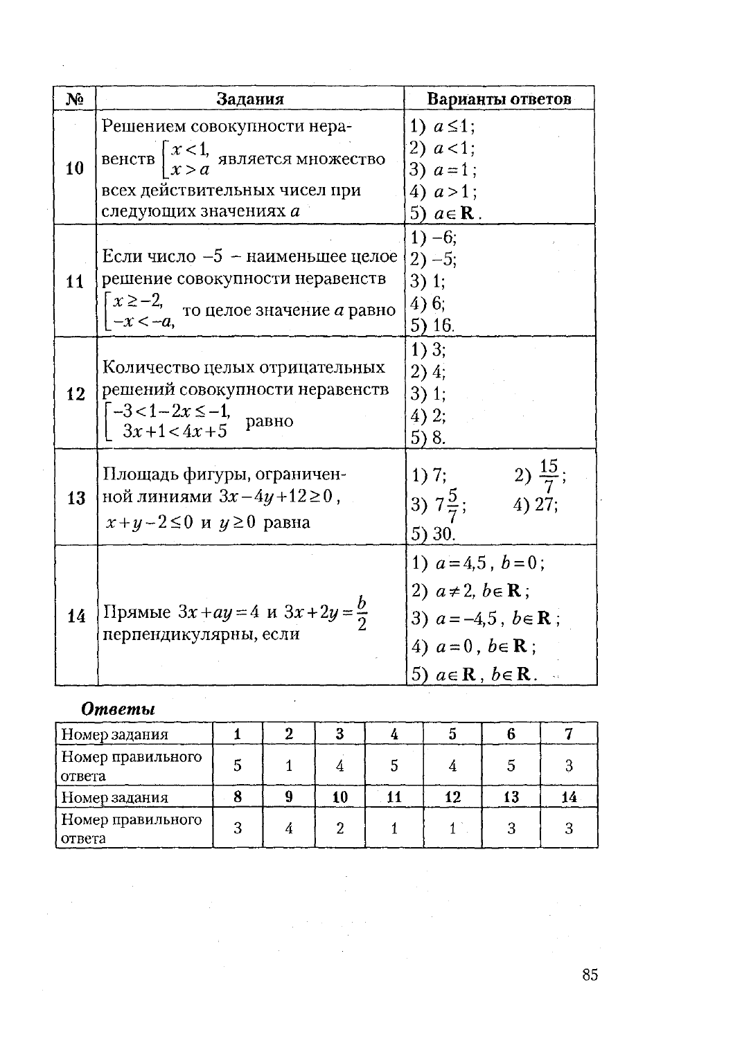| № | Задания | Варианты ответов |
|---|---|---|
| 10 | Решением совокупности неравенств $\left[\begin{array}{l} x<1, \\ x>a \end{array}\right.$ является множество всех действительных чисел при следующих значениях $a$ | 1) $a \le 1$;<br>2) $a < 1$;<br>3) $a = 1$;<br>4) $a > 1$;<br>5) $a \in \mathbf{R}$. |
| 11 | Если число $-5$ – наименьшее целое решение совокупности неравенств $\left[\begin{array}{l} x \ge -2, \\ -x < -a, \end{array}\right.$ то целое значение $a$ равно | 1) $-6$;<br>2) $-5$;<br>3) 1;<br>4) 6;<br>5) 16. |
| 12 | Количество целых отрицательных решений совокупности неравенств $\left[\begin{array}{l} -3 < 1-2x \le -1, \\ 3x+1 < 4x+5 \end{array}\right.$ равно | 1) 3;<br>2) 4;<br>3) 1;<br>4) 2;<br>5) 8. |
| 13 | Площадь фигуры, ограниченной линиями $3x-4y+12 \ge 0$, $x+y-2 \le 0$ и $y \ge 0$ равна | 1) 7; 2) $\frac{15}{7}$;<br>3) $7\frac{5}{7}$; 4) 27;<br>5) 30. |
| 14 | Прямые $3x+ay=4$ и $3x+2y=\frac{b}{2}$ перпендикулярны, если | 1) $a=4{,}5$, $b=0$;<br>2) $a \ne 2$, $b \in \mathbf{R}$;<br>3) $a=-4{,}5$, $b \in \mathbf{R}$;<br>4) $a=0$, $b \in \mathbf{R}$;<br>5) $a \in \mathbf{R}$, $b \in \mathbf{R}$. |

***Ответы***

| Номер задания | 1 | 2 | 3 | 4 | 5 | 6 | 7 |
|---|---|---|---|---|---|---|---|
| Номер правильного ответа | 5 | 1 | 4 | 5 | 4 | 5 | 3 |
| **Номер задания** | **8** | **9** | **10** | **11** | **12** | **13** | **14** |
| Номер правильного ответа | 3 | 4 | 2 | 1 | 1 | 3 | 3 |